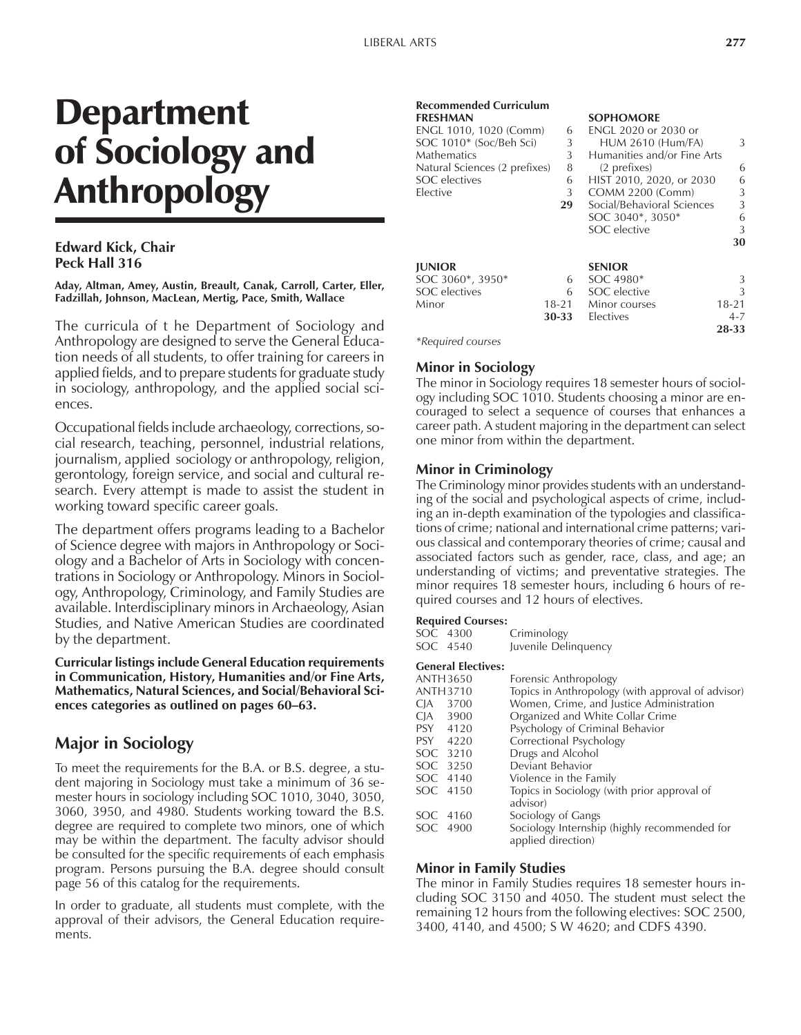# Department of Sociology and Anthropology

**Edward Kick, Chair**
**Peck Hall 316**

**Aday, Altman, Amey, Austin, Breault, Canak, Carroll, Carter, Eller, Fadzillah, Johnson, MacLean, Mertig, Pace, Smith, Wallace**

The curricula of t he Department of Sociology and Anthropology are designed to serve the General Education needs of all students, to offer training for careers in applied fields, and to prepare students for graduate study in sociology, anthropology, and the applied social sciences.

Occupational fields include archaeology, corrections, social research, teaching, personnel, industrial relations, journalism, applied sociology or anthropology, religion, gerontology, foreign service, and social and cultural research. Every attempt is made to assist the student in working toward specific career goals.

The department offers programs leading to a Bachelor of Science degree with majors in Anthropology or Sociology and a Bachelor of Arts in Sociology with concentrations in Sociology or Anthropology. Minors in Sociology, Anthropology, Criminology, and Family Studies are available. Interdisciplinary minors in Archaeology, Asian Studies, and Native American Studies are coordinated by the department.

**Curricular listings include General Education requirements in Communication, History, Humanities and/or Fine Arts, Mathematics, Natural Sciences, and Social/Behavioral Sciences categories as outlined on pages 60–63.**

## Major in Sociology

To meet the requirements for the B.A. or B.S. degree, a student majoring in Sociology must take a minimum of 36 semester hours in sociology including SOC 1010, 3040, 3050, 3060, 3950, and 4980. Students working toward the B.S. degree are required to complete two minors, one of which may be within the department. The faculty advisor should be consulted for the specific requirements of each emphasis program. Persons pursuing the B.A. degree should consult page 56 of this catalog for the requirements.

In order to graduate, all students must complete, with the approval of their advisors, the General Education requirements.

**Recommended Curriculum**

| **FRESHMAN** | | **SOPHOMORE** | |
|---|---|---|---|
| ENGL 1010, 1020 (Comm) | 6 | ENGL 2020 or 2030 or HUM 2610 (Hum/FA) | 3 |
| SOC 1010* (Soc/Beh Sci) | 3 | Humanities and/or Fine Arts (2 prefixes) | 6 |
| Mathematics | 3 | HIST 2010, 2020, or 2030 | 6 |
| Natural Sciences (2 prefixes) | 8 | COMM 2200 (Comm) | 3 |
| SOC electives | 6 | Social/Behavioral Sciences | 3 |
| Elective | 3 | SOC 3040*, 3050* | 6 |
| | **29** | SOC elective | 3 |
| | | | **30** |

| **JUNIOR** | | **SENIOR** | |
|---|---|---|---|
| SOC 3060*, 3950* | 6 | SOC 4980* | 3 |
| SOC electives | 6 | SOC elective | 3 |
| Minor | 18-21 | Minor courses | 18-21 |
| | **30-33** | Electives | 4-7 |
| | | | **28-33** |

*\*Required courses*

### Minor in Sociology

The minor in Sociology requires 18 semester hours of sociology including SOC 1010. Students choosing a minor are encouraged to select a sequence of courses that enhances a career path. A student majoring in the department can select one minor from within the department.

### Minor in Criminology

The Criminology minor provides students with an understanding of the social and psychological aspects of crime, including an in-depth examination of the typologies and classifications of crime; national and international crime patterns; various classical and contemporary theories of crime; causal and associated factors such as gender, race, class, and age; an understanding of victims; and preventative strategies. The minor requires 18 semester hours, including 6 hours of required courses and 12 hours of electives.

**Required Courses:**

| | |
|---|---|
| SOC 4300 | Criminology |
| SOC 4540 | Juvenile Delinquency |

**General Electives:**

| | |
|---|---|
| ANTH 3650 | Forensic Anthropology |
| ANTH 3710 | Topics in Anthropology (with approval of advisor) |
| CJA 3700 | Women, Crime, and Justice Administration |
| CJA 3900 | Organized and White Collar Crime |
| PSY 4120 | Psychology of Criminal Behavior |
| PSY 4220 | Correctional Psychology |
| SOC 3210 | Drugs and Alcohol |
| SOC 3250 | Deviant Behavior |
| SOC 4140 | Violence in the Family |
| SOC 4150 | Topics in Sociology (with prior approval of advisor) |
| SOC 4160 | Sociology of Gangs |
| SOC 4900 | Sociology Internship (highly recommended for applied direction) |

### Minor in Family Studies

The minor in Family Studies requires 18 semester hours including SOC 3150 and 4050. The student must select the remaining 12 hours from the following electives: SOC 2500, 3400, 4140, and 4500; S W 4620; and CDFS 4390.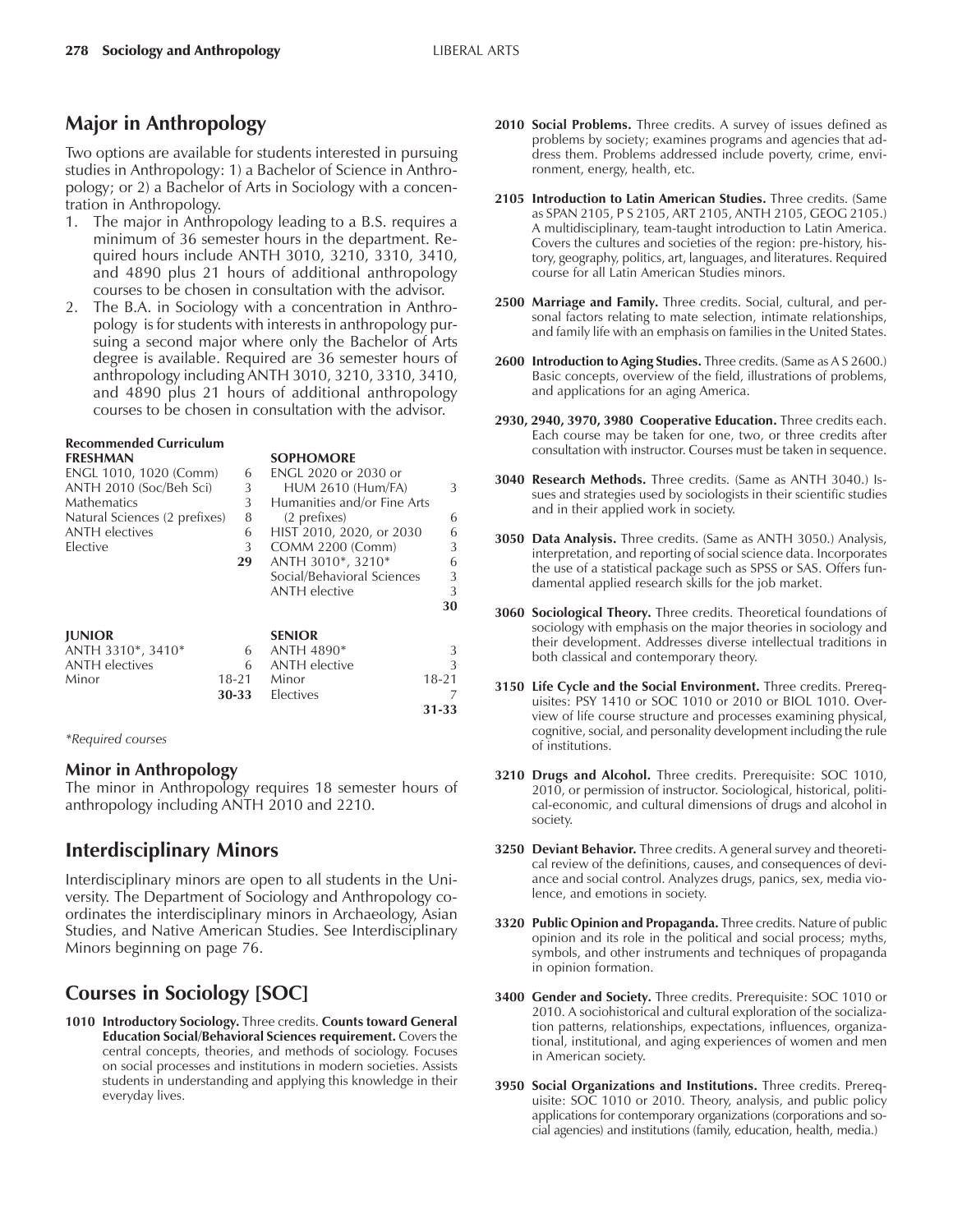## Major in Anthropology

Two options are available for students interested in pursuing studies in Anthropology: 1) a Bachelor of Science in Anthropology; or 2) a Bachelor of Arts in Sociology with a concentration in Anthropology.

1. The major in Anthropology leading to a B.S. requires a minimum of 36 semester hours in the department. Required hours include ANTH 3010, 3210, 3310, 3410, and 4890 plus 21 hours of additional anthropology courses to be chosen in consultation with the advisor.
2. The B.A. in Sociology with a concentration in Anthropology is for students with interests in anthropology pursuing a second major where only the Bachelor of Arts degree is available. Required are 36 semester hours of anthropology including ANTH 3010, 3210, 3310, 3410, and 4890 plus 21 hours of additional anthropology courses to be chosen in consultation with the advisor.

**Recommended Curriculum**

| **FRESHMAN** | | **SOPHOMORE** | |
|---|---|---|---|
| ENGL 1010, 1020 (Comm) | 6 | ENGL 2020 or 2030 or HUM 2610 (Hum/FA) | 3 |
| ANTH 2010 (Soc/Beh Sci) | 3 | Humanities and/or Fine Arts (2 prefixes) | 6 |
| Mathematics | 3 | HIST 2010, 2020, or 2030 | 6 |
| Natural Sciences (2 prefixes) | 8 | COMM 2200 (Comm) | 3 |
| ANTH electives | 6 | ANTH 3010*, 3210* | 6 |
| Elective | 3 | Social/Behavioral Sciences | 3 |
| | | ANTH elective | 3 |
| | **29** | | **30** |

| **JUNIOR** | | **SENIOR** | |
|---|---|---|---|
| ANTH 3310*, 3410* | 6 | ANTH 4890* | 3 |
| ANTH electives | 6 | ANTH elective | 3 |
| Minor | 18-21 | Minor | 18-21 |
| | **30-33** | Electives | 7 |
| | | | **31-33** |

*\*Required courses*

### Minor in Anthropology

The minor in Anthropology requires 18 semester hours of anthropology including ANTH 2010 and 2210.

## Interdisciplinary Minors

Interdisciplinary minors are open to all students in the University. The Department of Sociology and Anthropology coordinates the interdisciplinary minors in Archaeology, Asian Studies, and Native American Studies. See Interdisciplinary Minors beginning on page 76.

## Courses in Sociology [SOC]

**1010 Introductory Sociology.** Three credits. **Counts toward General Education Social/Behavioral Sciences requirement.** Covers the central concepts, theories, and methods of sociology. Focuses on social processes and institutions in modern societies. Assists students in understanding and applying this knowledge in their everyday lives.

**2010 Social Problems.** Three credits. A survey of issues defined as problems by society; examines programs and agencies that address them. Problems addressed include poverty, crime, environment, energy, health, etc.

**2105 Introduction to Latin American Studies.** Three credits. (Same as SPAN 2105, P S 2105, ART 2105, ANTH 2105, GEOG 2105.) A multidisciplinary, team-taught introduction to Latin America. Covers the cultures and societies of the region: pre-history, history, geography, politics, art, languages, and literatures. Required course for all Latin American Studies minors.

**2500 Marriage and Family.** Three credits. Social, cultural, and personal factors relating to mate selection, intimate relationships, and family life with an emphasis on families in the United States.

**2600 Introduction to Aging Studies.** Three credits. (Same as A S 2600.) Basic concepts, overview of the field, illustrations of problems, and applications for an aging America.

**2930, 2940, 3970, 3980 Cooperative Education.** Three credits each. Each course may be taken for one, two, or three credits after consultation with instructor. Courses must be taken in sequence.

**3040 Research Methods.** Three credits. (Same as ANTH 3040.) Issues and strategies used by sociologists in their scientific studies and in their applied work in society.

**3050 Data Analysis.** Three credits. (Same as ANTH 3050.) Analysis, interpretation, and reporting of social science data. Incorporates the use of a statistical package such as SPSS or SAS. Offers fundamental applied research skills for the job market.

**3060 Sociological Theory.** Three credits. Theoretical foundations of sociology with emphasis on the major theories in sociology and their development. Addresses diverse intellectual traditions in both classical and contemporary theory.

**3150 Life Cycle and the Social Environment.** Three credits. Prerequisites: PSY 1410 or SOC 1010 or 2010 or BIOL 1010. Overview of life course structure and processes examining physical, cognitive, social, and personality development including the rule of institutions.

**3210 Drugs and Alcohol.** Three credits. Prerequisite: SOC 1010, 2010, or permission of instructor. Sociological, historical, political-economic, and cultural dimensions of drugs and alcohol in society.

**3250 Deviant Behavior.** Three credits. A general survey and theoretical review of the definitions, causes, and consequences of deviance and social control. Analyzes drugs, panics, sex, media violence, and emotions in society.

**3320 Public Opinion and Propaganda.** Three credits. Nature of public opinion and its role in the political and social process; myths, symbols, and other instruments and techniques of propaganda in opinion formation.

**3400 Gender and Society.** Three credits. Prerequisite: SOC 1010 or 2010. A sociohistorical and cultural exploration of the socialization patterns, relationships, expectations, influences, organizational, institutional, and aging experiences of women and men in American society.

**3950 Social Organizations and Institutions.** Three credits. Prerequisite: SOC 1010 or 2010. Theory, analysis, and public policy applications for contemporary organizations (corporations and social agencies) and institutions (family, education, health, media.)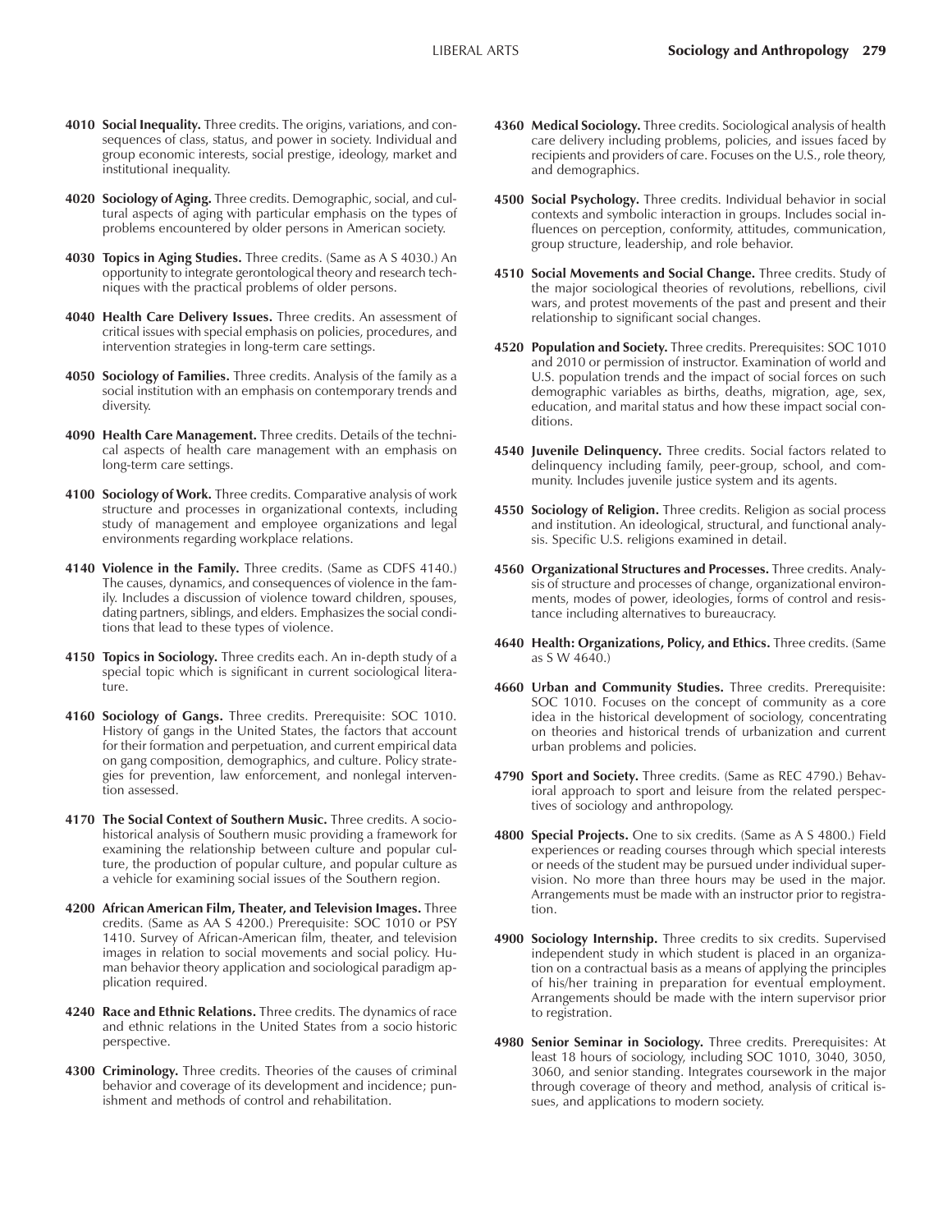**4010 Social Inequality.** Three credits. The origins, variations, and consequences of class, status, and power in society. Individual and group economic interests, social prestige, ideology, market and institutional inequality.

**4020 Sociology of Aging.** Three credits. Demographic, social, and cultural aspects of aging with particular emphasis on the types of problems encountered by older persons in American society.

**4030 Topics in Aging Studies.** Three credits. (Same as A S 4030.) An opportunity to integrate gerontological theory and research techniques with the practical problems of older persons.

**4040 Health Care Delivery Issues.** Three credits. An assessment of critical issues with special emphasis on policies, procedures, and intervention strategies in long-term care settings.

**4050 Sociology of Families.** Three credits. Analysis of the family as a social institution with an emphasis on contemporary trends and diversity.

**4090 Health Care Management.** Three credits. Details of the technical aspects of health care management with an emphasis on long-term care settings.

**4100 Sociology of Work.** Three credits. Comparative analysis of work structure and processes in organizational contexts, including study of management and employee organizations and legal environments regarding workplace relations.

**4140 Violence in the Family.** Three credits. (Same as CDFS 4140.) The causes, dynamics, and consequences of violence in the family. Includes a discussion of violence toward children, spouses, dating partners, siblings, and elders. Emphasizes the social conditions that lead to these types of violence.

**4150 Topics in Sociology.** Three credits each. An in-depth study of a special topic which is significant in current sociological literature.

**4160 Sociology of Gangs.** Three credits. Prerequisite: SOC 1010. History of gangs in the United States, the factors that account for their formation and perpetuation, and current empirical data on gang composition, demographics, and culture. Policy strategies for prevention, law enforcement, and nonlegal intervention assessed.

**4170 The Social Context of Southern Music.** Three credits. A sociohistorical analysis of Southern music providing a framework for examining the relationship between culture and popular culture, the production of popular culture, and popular culture as a vehicle for examining social issues of the Southern region.

**4200 African American Film, Theater, and Television Images.** Three credits. (Same as AA S 4200.) Prerequisite: SOC 1010 or PSY 1410. Survey of African-American film, theater, and television images in relation to social movements and social policy. Human behavior theory application and sociological paradigm application required.

**4240 Race and Ethnic Relations.** Three credits. The dynamics of race and ethnic relations in the United States from a socio historic perspective.

**4300 Criminology.** Three credits. Theories of the causes of criminal behavior and coverage of its development and incidence; punishment and methods of control and rehabilitation.

**4360 Medical Sociology.** Three credits. Sociological analysis of health care delivery including problems, policies, and issues faced by recipients and providers of care. Focuses on the U.S., role theory, and demographics.

**4500 Social Psychology.** Three credits. Individual behavior in social contexts and symbolic interaction in groups. Includes social influences on perception, conformity, attitudes, communication, group structure, leadership, and role behavior.

**4510 Social Movements and Social Change.** Three credits. Study of the major sociological theories of revolutions, rebellions, civil wars, and protest movements of the past and present and their relationship to significant social changes.

**4520 Population and Society.** Three credits. Prerequisites: SOC 1010 and 2010 or permission of instructor. Examination of world and U.S. population trends and the impact of social forces on such demographic variables as births, deaths, migration, age, sex, education, and marital status and how these impact social conditions.

**4540 Juvenile Delinquency.** Three credits. Social factors related to delinquency including family, peer-group, school, and community. Includes juvenile justice system and its agents.

**4550 Sociology of Religion.** Three credits. Religion as social process and institution. An ideological, structural, and functional analysis. Specific U.S. religions examined in detail.

**4560 Organizational Structures and Processes.** Three credits. Analysis of structure and processes of change, organizational environments, modes of power, ideologies, forms of control and resistance including alternatives to bureaucracy.

**4640 Health: Organizations, Policy, and Ethics.** Three credits. (Same as S W 4640.)

**4660 Urban and Community Studies.** Three credits. Prerequisite: SOC 1010. Focuses on the concept of community as a core idea in the historical development of sociology, concentrating on theories and historical trends of urbanization and current urban problems and policies.

**4790 Sport and Society.** Three credits. (Same as REC 4790.) Behavioral approach to sport and leisure from the related perspectives of sociology and anthropology.

**4800 Special Projects.** One to six credits. (Same as A S 4800.) Field experiences or reading courses through which special interests or needs of the student may be pursued under individual supervision. No more than three hours may be used in the major. Arrangements must be made with an instructor prior to registration.

**4900 Sociology Internship.** Three credits to six credits. Supervised independent study in which student is placed in an organization on a contractual basis as a means of applying the principles of his/her training in preparation for eventual employment. Arrangements should be made with the intern supervisor prior to registration.

**4980 Senior Seminar in Sociology.** Three credits. Prerequisites: At least 18 hours of sociology, including SOC 1010, 3040, 3050, 3060, and senior standing. Integrates coursework in the major through coverage of theory and method, analysis of critical issues, and applications to modern society.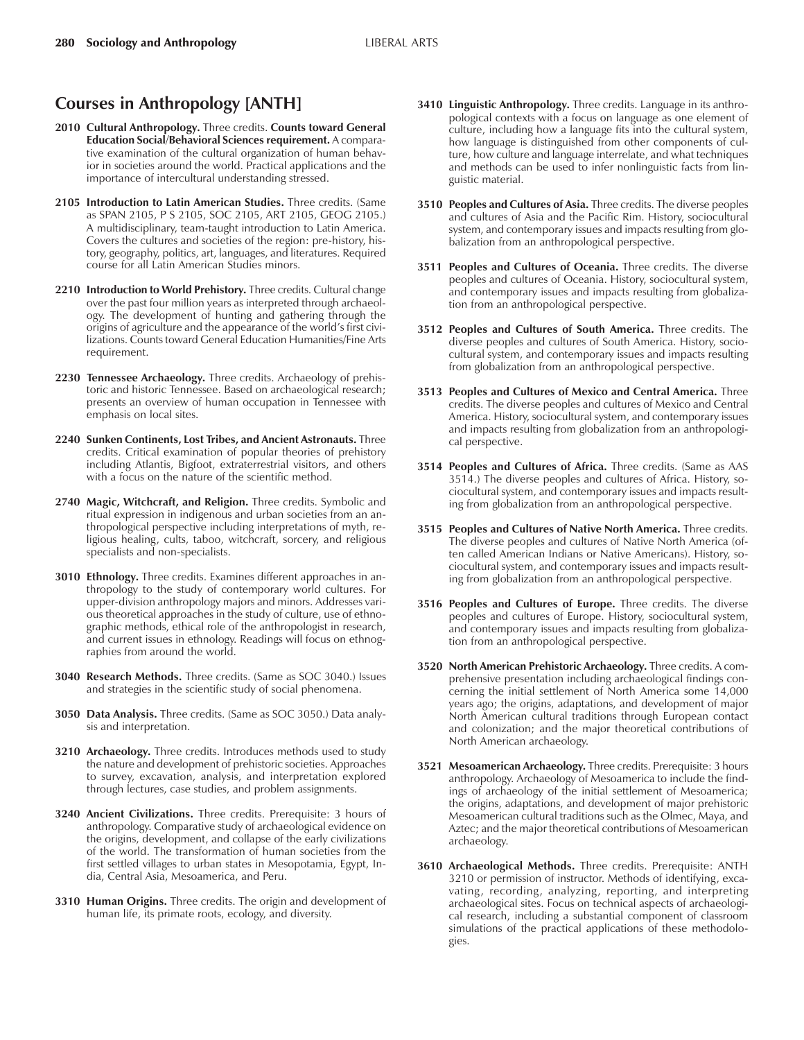## Courses in Anthropology [ANTH]

**2010 Cultural Anthropology.** Three credits. **Counts toward General Education Social/Behavioral Sciences requirement.** A comparative examination of the cultural organization of human behavior in societies around the world. Practical applications and the importance of intercultural understanding stressed.

**2105 Introduction to Latin American Studies.** Three credits. (Same as SPAN 2105, P S 2105, SOC 2105, ART 2105, GEOG 2105.) A multidisciplinary, team-taught introduction to Latin America. Covers the cultures and societies of the region: pre-history, history, geography, politics, art, languages, and literatures. Required course for all Latin American Studies minors.

**2210 Introduction to World Prehistory.** Three credits. Cultural change over the past four million years as interpreted through archaeology. The development of hunting and gathering through the origins of agriculture and the appearance of the world's first civilizations. Counts toward General Education Humanities/Fine Arts requirement.

**2230 Tennessee Archaeology.** Three credits. Archaeology of prehistoric and historic Tennessee. Based on archaeological research; presents an overview of human occupation in Tennessee with emphasis on local sites.

**2240 Sunken Continents, Lost Tribes, and Ancient Astronauts.** Three credits. Critical examination of popular theories of prehistory including Atlantis, Bigfoot, extraterrestrial visitors, and others with a focus on the nature of the scientific method.

**2740 Magic, Witchcraft, and Religion.** Three credits. Symbolic and ritual expression in indigenous and urban societies from an anthropological perspective including interpretations of myth, religious healing, cults, taboo, witchcraft, sorcery, and religious specialists and non-specialists.

**3010 Ethnology.** Three credits. Examines different approaches in anthropology to the study of contemporary world cultures. For upper-division anthropology majors and minors. Addresses various theoretical approaches in the study of culture, use of ethnographic methods, ethical role of the anthropologist in research, and current issues in ethnology. Readings will focus on ethnographies from around the world.

**3040 Research Methods.** Three credits. (Same as SOC 3040.) Issues and strategies in the scientific study of social phenomena.

**3050 Data Analysis.** Three credits. (Same as SOC 3050.) Data analysis and interpretation.

**3210 Archaeology.** Three credits. Introduces methods used to study the nature and development of prehistoric societies. Approaches to survey, excavation, analysis, and interpretation explored through lectures, case studies, and problem assignments.

**3240 Ancient Civilizations.** Three credits. Prerequisite: 3 hours of anthropology. Comparative study of archaeological evidence on the origins, development, and collapse of the early civilizations of the world. The transformation of human societies from the first settled villages to urban states in Mesopotamia, Egypt, India, Central Asia, Mesoamerica, and Peru.

**3310 Human Origins.** Three credits. The origin and development of human life, its primate roots, ecology, and diversity.

**3410 Linguistic Anthropology.** Three credits. Language in its anthropological contexts with a focus on language as one element of culture, including how a language fits into the cultural system, how language is distinguished from other components of culture, how culture and language interrelate, and what techniques and methods can be used to infer nonlinguistic facts from linguistic material.

**3510 Peoples and Cultures of Asia.** Three credits. The diverse peoples and cultures of Asia and the Pacific Rim. History, sociocultural system, and contemporary issues and impacts resulting from globalization from an anthropological perspective.

**3511 Peoples and Cultures of Oceania.** Three credits. The diverse peoples and cultures of Oceania. History, sociocultural system, and contemporary issues and impacts resulting from globalization from an anthropological perspective.

**3512 Peoples and Cultures of South America.** Three credits. The diverse peoples and cultures of South America. History, sociocultural system, and contemporary issues and impacts resulting from globalization from an anthropological perspective.

**3513 Peoples and Cultures of Mexico and Central America.** Three credits. The diverse peoples and cultures of Mexico and Central America. History, sociocultural system, and contemporary issues and impacts resulting from globalization from an anthropological perspective.

**3514 Peoples and Cultures of Africa.** Three credits. (Same as AAS 3514.) The diverse peoples and cultures of Africa. History, sociocultural system, and contemporary issues and impacts resulting from globalization from an anthropological perspective.

**3515 Peoples and Cultures of Native North America.** Three credits. The diverse peoples and cultures of Native North America (often called American Indians or Native Americans). History, sociocultural system, and contemporary issues and impacts resulting from globalization from an anthropological perspective.

**3516 Peoples and Cultures of Europe.** Three credits. The diverse peoples and cultures of Europe. History, sociocultural system, and contemporary issues and impacts resulting from globalization from an anthropological perspective.

**3520 North American Prehistoric Archaeology.** Three credits. A comprehensive presentation including archaeological findings concerning the initial settlement of North America some 14,000 years ago; the origins, adaptations, and development of major North American cultural traditions through European contact and colonization; and the major theoretical contributions of North American archaeology.

**3521 Mesoamerican Archaeology.** Three credits. Prerequisite: 3 hours anthropology. Archaeology of Mesoamerica to include the findings of archaeology of the initial settlement of Mesoamerica; the origins, adaptations, and development of major prehistoric Mesoamerican cultural traditions such as the Olmec, Maya, and Aztec; and the major theoretical contributions of Mesoamerican archaeology.

**3610 Archaeological Methods.** Three credits. Prerequisite: ANTH 3210 or permission of instructor. Methods of identifying, excavating, recording, analyzing, reporting, and interpreting archaeological sites. Focus on technical aspects of archaeological research, including a substantial component of classroom simulations of the practical applications of these methodologies.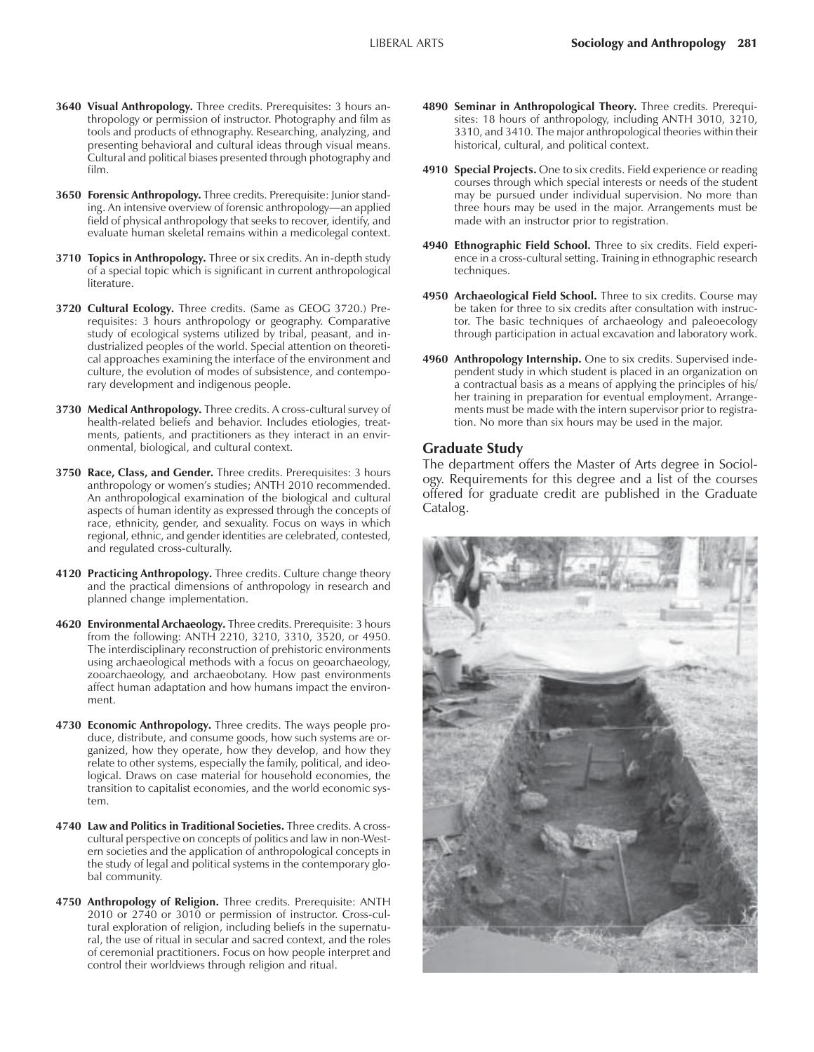**3640 Visual Anthropology.** Three credits. Prerequisites: 3 hours anthropology or permission of instructor. Photography and film as tools and products of ethnography. Researching, analyzing, and presenting behavioral and cultural ideas through visual means. Cultural and political biases presented through photography and film.

**3650 Forensic Anthropology.** Three credits. Prerequisite: Junior standing. An intensive overview of forensic anthropology—an applied field of physical anthropology that seeks to recover, identify, and evaluate human skeletal remains within a medicolegal context.

**3710 Topics in Anthropology.** Three or six credits. An in-depth study of a special topic which is significant in current anthropological literature.

**3720 Cultural Ecology.** Three credits. (Same as GEOG 3720.) Prerequisites: 3 hours anthropology or geography. Comparative study of ecological systems utilized by tribal, peasant, and industrialized peoples of the world. Special attention on theoretical approaches examining the interface of the environment and culture, the evolution of modes of subsistence, and contemporary development and indigenous people.

**3730 Medical Anthropology.** Three credits. A cross-cultural survey of health-related beliefs and behavior. Includes etiologies, treatments, patients, and practitioners as they interact in an environmental, biological, and cultural context.

**3750 Race, Class, and Gender.** Three credits. Prerequisites: 3 hours anthropology or women's studies; ANTH 2010 recommended. An anthropological examination of the biological and cultural aspects of human identity as expressed through the concepts of race, ethnicity, gender, and sexuality. Focus on ways in which regional, ethnic, and gender identities are celebrated, contested, and regulated cross-culturally.

**4120 Practicing Anthropology.** Three credits. Culture change theory and the practical dimensions of anthropology in research and planned change implementation.

**4620 Environmental Archaeology.** Three credits. Prerequisite: 3 hours from the following: ANTH 2210, 3210, 3310, 3520, or 4950. The interdisciplinary reconstruction of prehistoric environments using archaeological methods with a focus on geoarchaeology, zooarchaeology, and archaeobotany. How past environments affect human adaptation and how humans impact the environment.

**4730 Economic Anthropology.** Three credits. The ways people produce, distribute, and consume goods, how such systems are organized, how they operate, how they develop, and how they relate to other systems, especially the family, political, and ideological. Draws on case material for household economies, the transition to capitalist economies, and the world economic system.

**4740 Law and Politics in Traditional Societies.** Three credits. A cross-cultural perspective on concepts of politics and law in non-Western societies and the application of anthropological concepts in the study of legal and political systems in the contemporary global community.

**4750 Anthropology of Religion.** Three credits. Prerequisite: ANTH 2010 or 2740 or 3010 or permission of instructor. Cross-cultural exploration of religion, including beliefs in the supernatural, the use of ritual in secular and sacred context, and the roles of ceremonial practitioners. Focus on how people interpret and control their worldviews through religion and ritual.

**4890 Seminar in Anthropological Theory.** Three credits. Prerequisites: 18 hours of anthropology, including ANTH 3010, 3210, 3310, and 3410. The major anthropological theories within their historical, cultural, and political context.

**4910 Special Projects.** One to six credits. Field experience or reading courses through which special interests or needs of the student may be pursued under individual supervision. No more than three hours may be used in the major. Arrangements must be made with an instructor prior to registration.

**4940 Ethnographic Field School.** Three to six credits. Field experience in a cross-cultural setting. Training in ethnographic research techniques.

**4950 Archaeological Field School.** Three to six credits. Course may be taken for three to six credits after consultation with instructor. The basic techniques of archaeology and paleoecology through participation in actual excavation and laboratory work.

**4960 Anthropology Internship.** One to six credits. Supervised independent study in which student is placed in an organization on a contractual basis as a means of applying the principles of his/her training in preparation for eventual employment. Arrangements must be made with the intern supervisor prior to registration. No more than six hours may be used in the major.

## Graduate Study

The department offers the Master of Arts degree in Sociology. Requirements for this degree and a list of the courses offered for graduate credit are published in the Graduate Catalog.